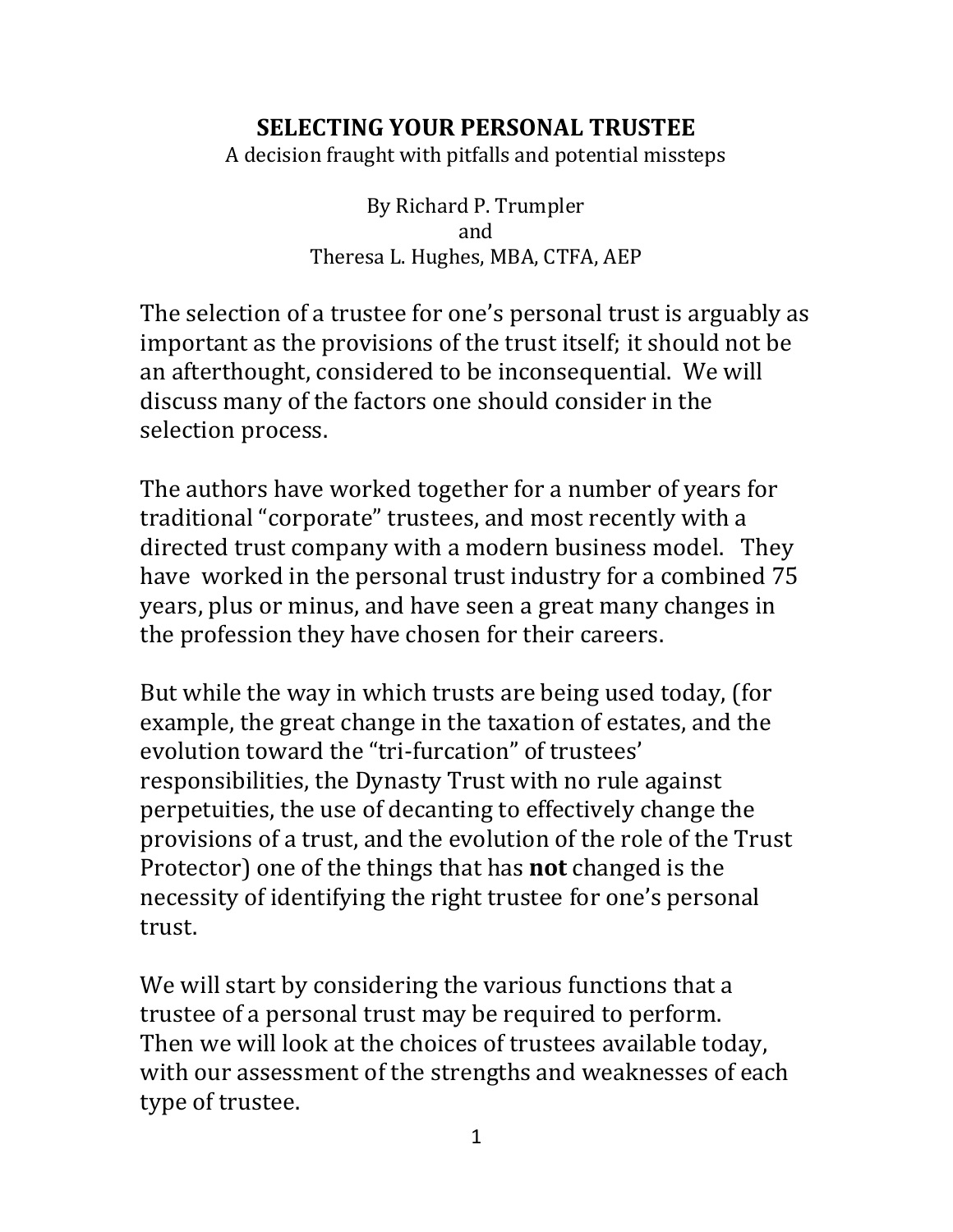# SELECTING YOUR PERSONAL TRUSTEE

A decision fraught with pitfalls and potential missteps

By Richard P. Trumpler
and
Theresa L. Hughes, MBA, CTFA, AEP

The selection of a trustee for one's personal trust is arguably as important as the provisions of the trust itself; it should not be an afterthought, considered to be inconsequential. We will discuss many of the factors one should consider in the selection process.

The authors have worked together for a number of years for traditional "corporate" trustees, and most recently with a directed trust company with a modern business model. They have worked in the personal trust industry for a combined 75 years, plus or minus, and have seen a great many changes in the profession they have chosen for their careers.

But while the way in which trusts are being used today, (for example, the great change in the taxation of estates, and the evolution toward the "tri-furcation" of trustees' responsibilities, the Dynasty Trust with no rule against perpetuities, the use of decanting to effectively change the provisions of a trust, and the evolution of the role of the Trust Protector) one of the things that has **not** changed is the necessity of identifying the right trustee for one's personal trust.

We will start by considering the various functions that a trustee of a personal trust may be required to perform. Then we will look at the choices of trustees available today, with our assessment of the strengths and weaknesses of each type of trustee.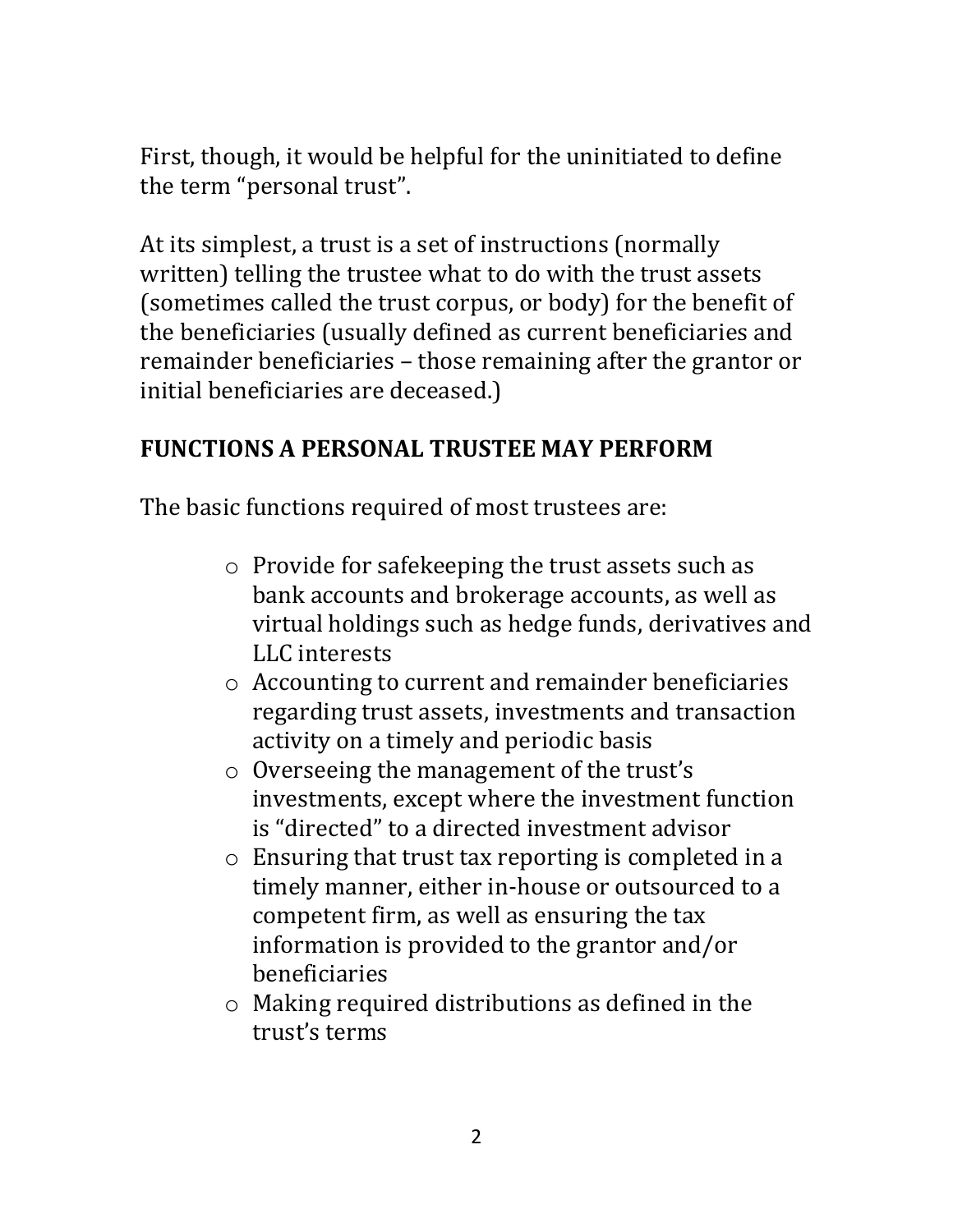First, though, it would be helpful for the uninitiated to define the term "personal trust".

At its simplest, a trust is a set of instructions (normally written) telling the trustee what to do with the trust assets (sometimes called the trust corpus, or body) for the benefit of the beneficiaries (usually defined as current beneficiaries and remainder beneficiaries – those remaining after the grantor or initial beneficiaries are deceased.)

## FUNCTIONS A PERSONAL TRUSTEE MAY PERFORM

The basic functions required of most trustees are:

- Provide for safekeeping the trust assets such as bank accounts and brokerage accounts, as well as virtual holdings such as hedge funds, derivatives and LLC interests
- Accounting to current and remainder beneficiaries regarding trust assets, investments and transaction activity on a timely and periodic basis
- Overseeing the management of the trust's investments, except where the investment function is "directed" to a directed investment advisor
- Ensuring that trust tax reporting is completed in a timely manner, either in-house or outsourced to a competent firm, as well as ensuring the tax information is provided to the grantor and/or beneficiaries
- Making required distributions as defined in the trust's terms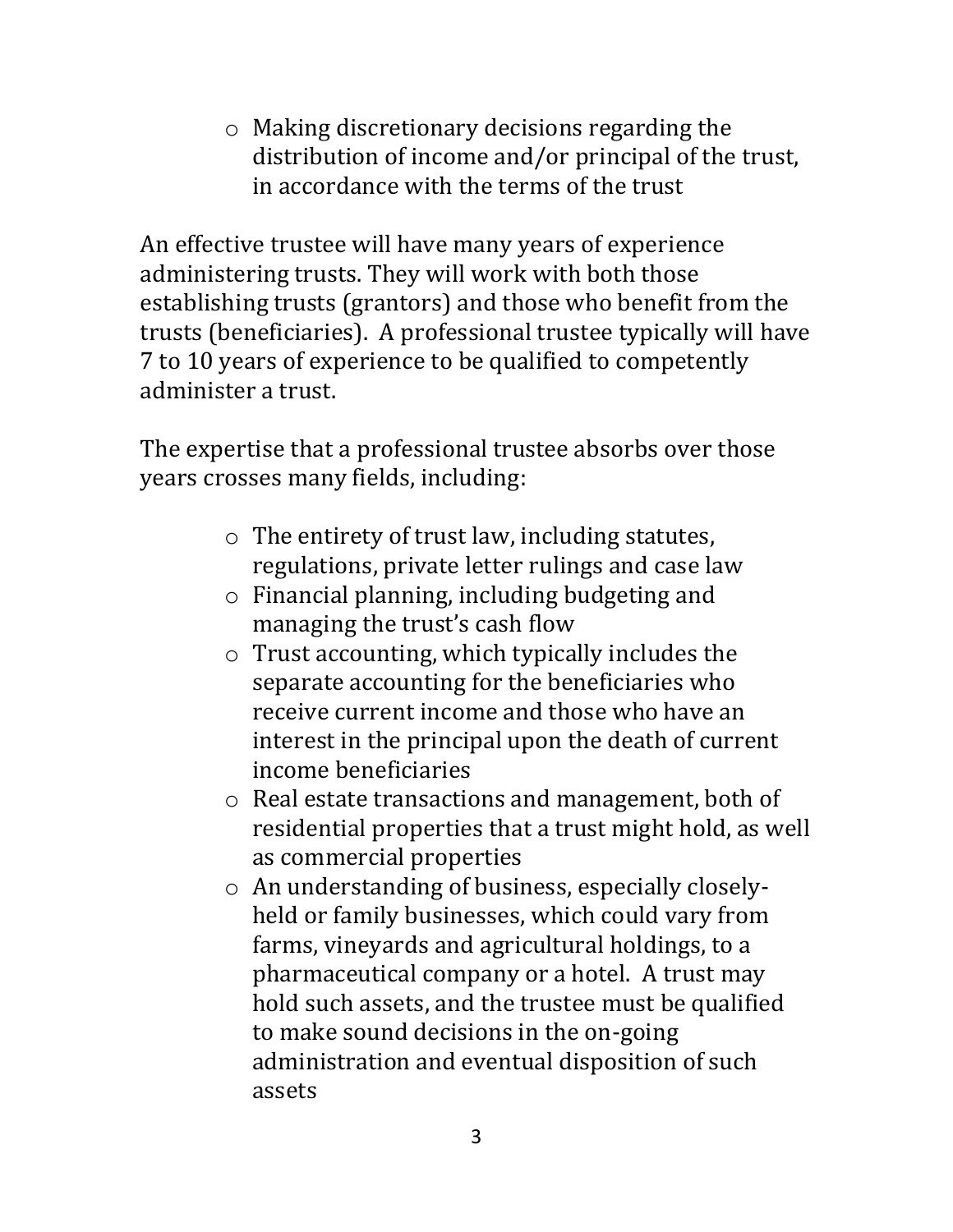- Making discretionary decisions regarding the distribution of income and/or principal of the trust, in accordance with the terms of the trust

An effective trustee will have many years of experience administering trusts. They will work with both those establishing trusts (grantors) and those who benefit from the trusts (beneficiaries). A professional trustee typically will have 7 to 10 years of experience to be qualified to competently administer a trust.

The expertise that a professional trustee absorbs over those years crosses many fields, including:

- The entirety of trust law, including statutes, regulations, private letter rulings and case law
- Financial planning, including budgeting and managing the trust's cash flow
- Trust accounting, which typically includes the separate accounting for the beneficiaries who receive current income and those who have an interest in the principal upon the death of current income beneficiaries
- Real estate transactions and management, both of residential properties that a trust might hold, as well as commercial properties
- An understanding of business, especially closely-held or family businesses, which could vary from farms, vineyards and agricultural holdings, to a pharmaceutical company or a hotel. A trust may hold such assets, and the trustee must be qualified to make sound decisions in the on-going administration and eventual disposition of such assets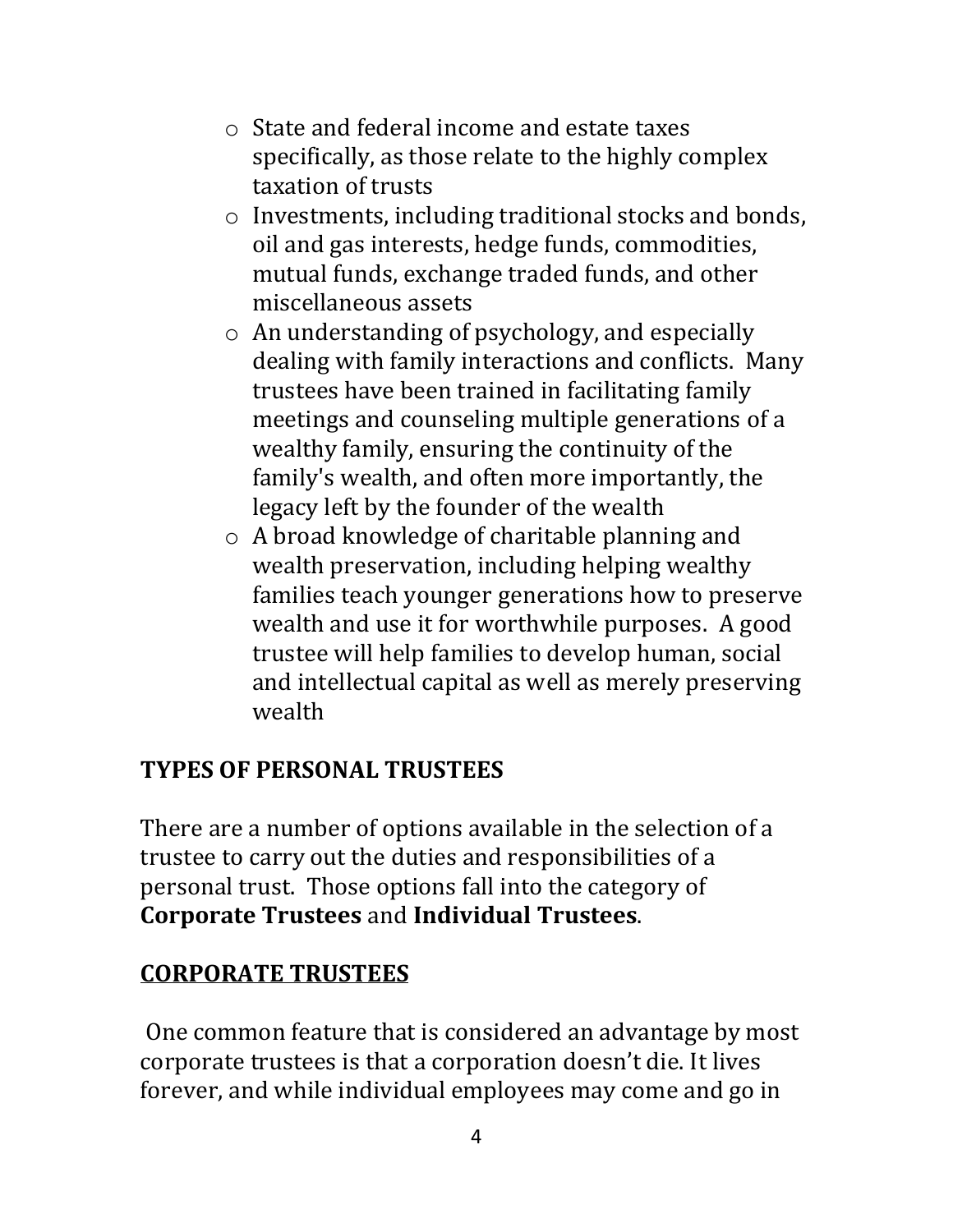- State and federal income and estate taxes specifically, as those relate to the highly complex taxation of trusts
- Investments, including traditional stocks and bonds, oil and gas interests, hedge funds, commodities, mutual funds, exchange traded funds, and other miscellaneous assets
- An understanding of psychology, and especially dealing with family interactions and conflicts. Many trustees have been trained in facilitating family meetings and counseling multiple generations of a wealthy family, ensuring the continuity of the family's wealth, and often more importantly, the legacy left by the founder of the wealth
- A broad knowledge of charitable planning and wealth preservation, including helping wealthy families teach younger generations how to preserve wealth and use it for worthwhile purposes. A good trustee will help families to develop human, social and intellectual capital as well as merely preserving wealth

## TYPES OF PERSONAL TRUSTEES

There are a number of options available in the selection of a trustee to carry out the duties and responsibilities of a personal trust. Those options fall into the category of **Corporate Trustees** and **Individual Trustees**.

## CORPORATE TRUSTEES

One common feature that is considered an advantage by most corporate trustees is that a corporation doesn't die. It lives forever, and while individual employees may come and go in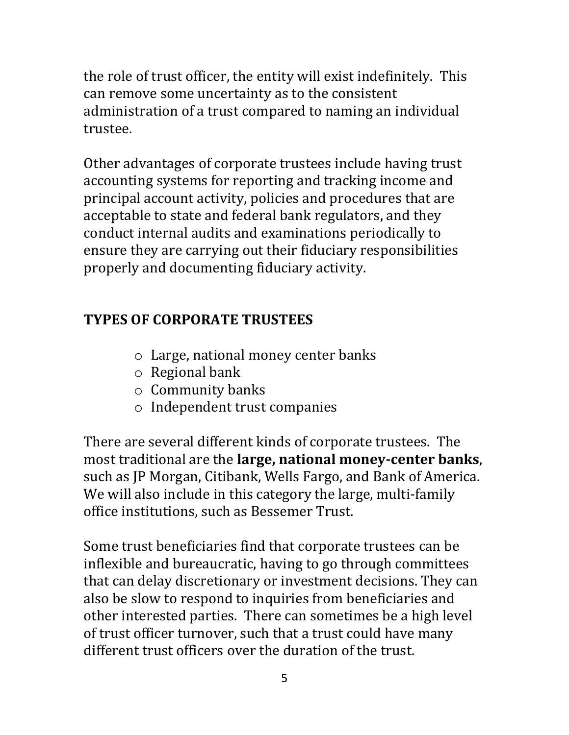the role of trust officer, the entity will exist indefinitely. This can remove some uncertainty as to the consistent administration of a trust compared to naming an individual trustee.

Other advantages of corporate trustees include having trust accounting systems for reporting and tracking income and principal account activity, policies and procedures that are acceptable to state and federal bank regulators, and they conduct internal audits and examinations periodically to ensure they are carrying out their fiduciary responsibilities properly and documenting fiduciary activity.

## TYPES OF CORPORATE TRUSTEES

- Large, national money center banks
- Regional bank
- Community banks
- Independent trust companies

There are several different kinds of corporate trustees. The most traditional are the **large, national money-center banks**, such as JP Morgan, Citibank, Wells Fargo, and Bank of America. We will also include in this category the large, multi-family office institutions, such as Bessemer Trust.

Some trust beneficiaries find that corporate trustees can be inflexible and bureaucratic, having to go through committees that can delay discretionary or investment decisions. They can also be slow to respond to inquiries from beneficiaries and other interested parties. There can sometimes be a high level of trust officer turnover, such that a trust could have many different trust officers over the duration of the trust.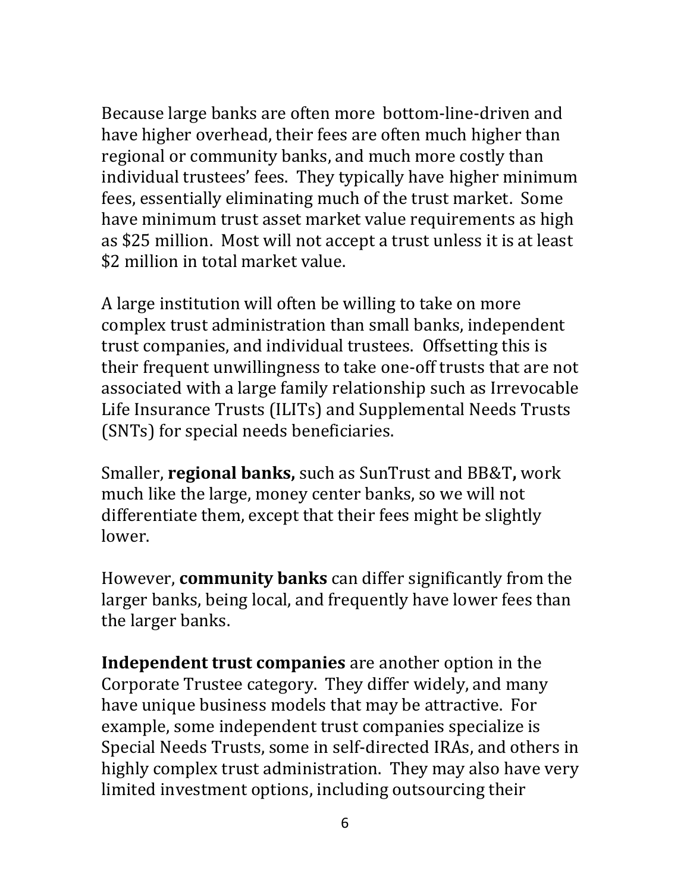Because large banks are often more bottom-line-driven and have higher overhead, their fees are often much higher than regional or community banks, and much more costly than individual trustees' fees. They typically have higher minimum fees, essentially eliminating much of the trust market. Some have minimum trust asset market value requirements as high as $25 million. Most will not accept a trust unless it is at least $2 million in total market value.

A large institution will often be willing to take on more complex trust administration than small banks, independent trust companies, and individual trustees. Offsetting this is their frequent unwillingness to take one-off trusts that are not associated with a large family relationship such as Irrevocable Life Insurance Trusts (ILITs) and Supplemental Needs Trusts (SNTs) for special needs beneficiaries.

Smaller, **regional banks,** such as SunTrust and BB&T**,** work much like the large, money center banks, so we will not differentiate them, except that their fees might be slightly lower.

However, **community banks** can differ significantly from the larger banks, being local, and frequently have lower fees than the larger banks.

**Independent trust companies** are another option in the Corporate Trustee category. They differ widely, and many have unique business models that may be attractive. For example, some independent trust companies specialize is Special Needs Trusts, some in self-directed IRAs, and others in highly complex trust administration. They may also have very limited investment options, including outsourcing their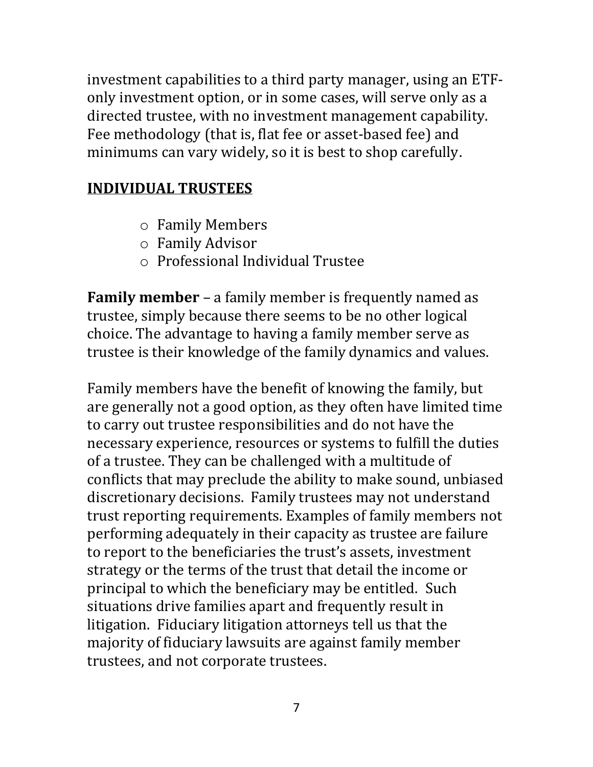investment capabilities to a third party manager, using an ETF-only investment option, or in some cases, will serve only as a directed trustee, with no investment management capability. Fee methodology (that is, flat fee or asset-based fee) and minimums can vary widely, so it is best to shop carefully.

## INDIVIDUAL TRUSTEES

- Family Members
- Family Advisor
- Professional Individual Trustee

**Family member** – a family member is frequently named as trustee, simply because there seems to be no other logical choice. The advantage to having a family member serve as trustee is their knowledge of the family dynamics and values.

Family members have the benefit of knowing the family, but are generally not a good option, as they often have limited time to carry out trustee responsibilities and do not have the necessary experience, resources or systems to fulfill the duties of a trustee. They can be challenged with a multitude of conflicts that may preclude the ability to make sound, unbiased discretionary decisions. Family trustees may not understand trust reporting requirements. Examples of family members not performing adequately in their capacity as trustee are failure to report to the beneficiaries the trust's assets, investment strategy or the terms of the trust that detail the income or principal to which the beneficiary may be entitled. Such situations drive families apart and frequently result in litigation. Fiduciary litigation attorneys tell us that the majority of fiduciary lawsuits are against family member trustees, and not corporate trustees.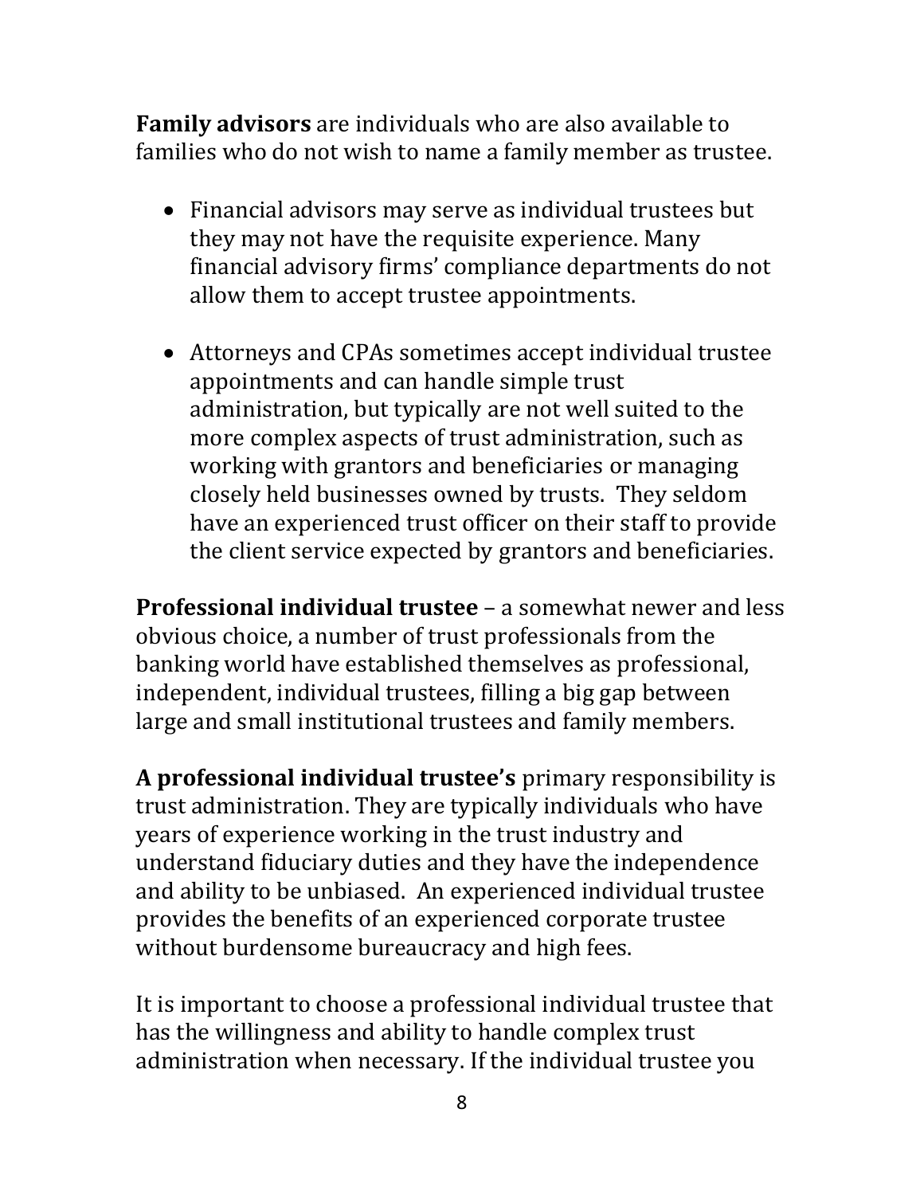**Family advisors** are individuals who are also available to families who do not wish to name a family member as trustee.

- Financial advisors may serve as individual trustees but they may not have the requisite experience. Many financial advisory firms' compliance departments do not allow them to accept trustee appointments.

- Attorneys and CPAs sometimes accept individual trustee appointments and can handle simple trust administration, but typically are not well suited to the more complex aspects of trust administration, such as working with grantors and beneficiaries or managing closely held businesses owned by trusts. They seldom have an experienced trust officer on their staff to provide the client service expected by grantors and beneficiaries.

**Professional individual trustee** – a somewhat newer and less obvious choice, a number of trust professionals from the banking world have established themselves as professional, independent, individual trustees, filling a big gap between large and small institutional trustees and family members.

**A professional individual trustee's** primary responsibility is trust administration. They are typically individuals who have years of experience working in the trust industry and understand fiduciary duties and they have the independence and ability to be unbiased. An experienced individual trustee provides the benefits of an experienced corporate trustee without burdensome bureaucracy and high fees.

It is important to choose a professional individual trustee that has the willingness and ability to handle complex trust administration when necessary. If the individual trustee you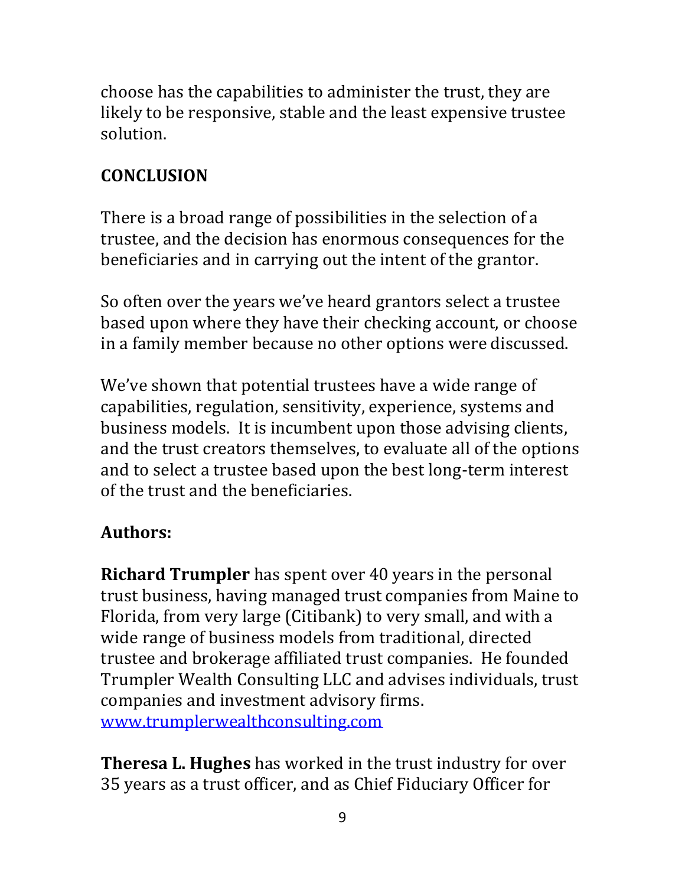choose has the capabilities to administer the trust, they are likely to be responsive, stable and the least expensive trustee solution.

## CONCLUSION

There is a broad range of possibilities in the selection of a trustee, and the decision has enormous consequences for the beneficiaries and in carrying out the intent of the grantor.

So often over the years we've heard grantors select a trustee based upon where they have their checking account, or choose in a family member because no other options were discussed.

We've shown that potential trustees have a wide range of capabilities, regulation, sensitivity, experience, systems and business models. It is incumbent upon those advising clients, and the trust creators themselves, to evaluate all of the options and to select a trustee based upon the best long-term interest of the trust and the beneficiaries.

## Authors:

**Richard Trumpler** has spent over 40 years in the personal trust business, having managed trust companies from Maine to Florida, from very large (Citibank) to very small, and with a wide range of business models from traditional, directed trustee and brokerage affiliated trust companies. He founded Trumpler Wealth Consulting LLC and advises individuals, trust companies and investment advisory firms. [www.trumplerwealthconsulting.com](http://www.trumplerwealthconsulting.com)

**Theresa L. Hughes** has worked in the trust industry for over 35 years as a trust officer, and as Chief Fiduciary Officer for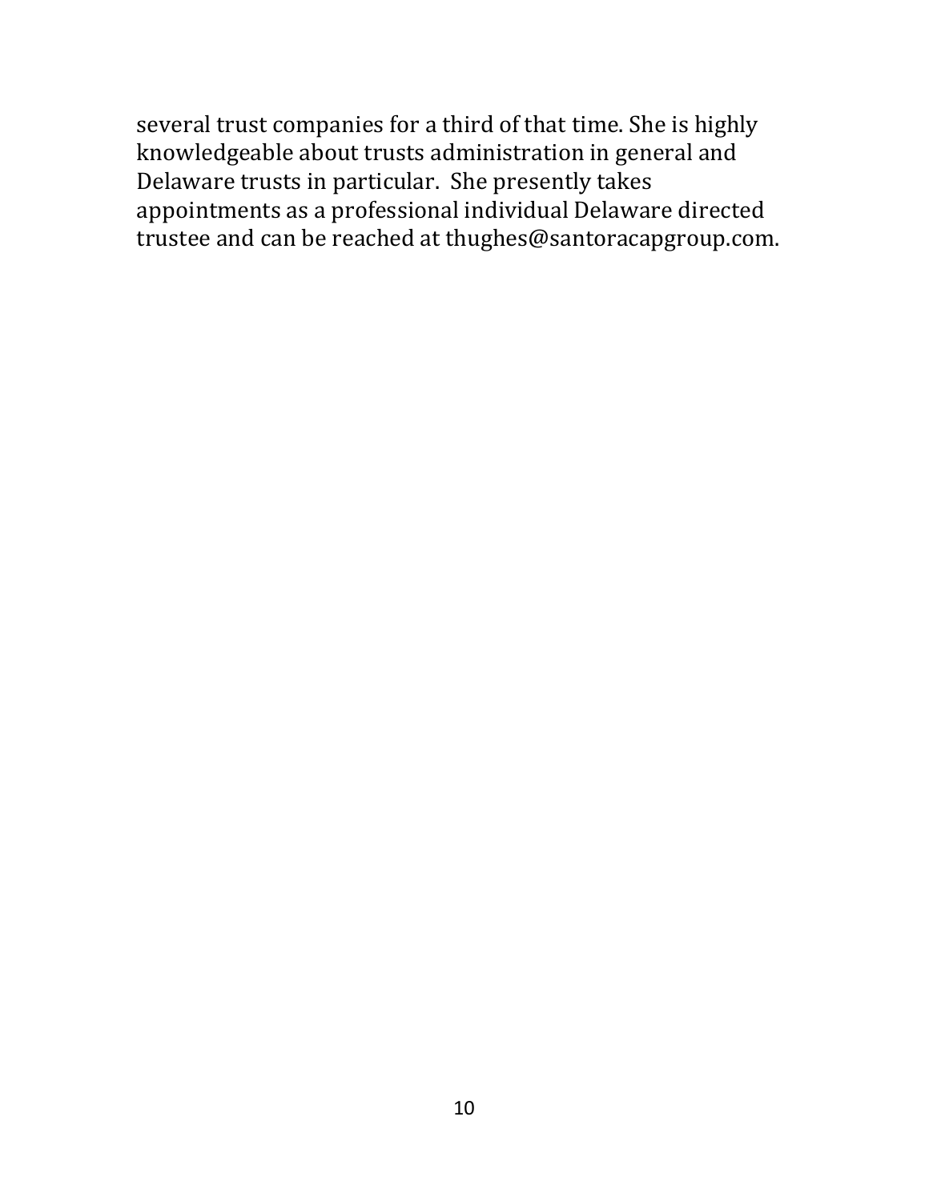several trust companies for a third of that time. She is highly knowledgeable about trusts administration in general and Delaware trusts in particular. She presently takes appointments as a professional individual Delaware directed trustee and can be reached at thughes@santoracapgroup.com.